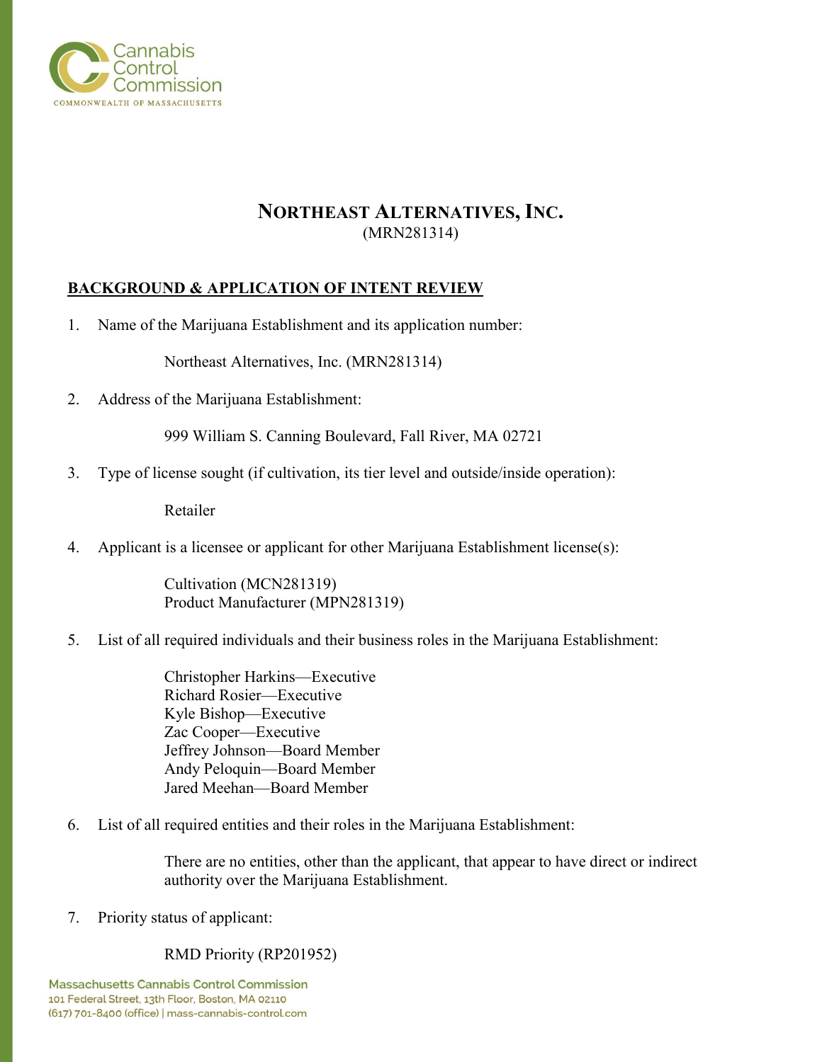# NORTHEAST ALTERNATIVES, INC.

(MRN281314)

## BACKGROUND & APPLICATION OF INTENT REVIEW

1. Name of the Marijuana Establishment and its application number:

   Northeast Alternatives, Inc. (MRN281314)

2. Address of the Marijuana Establishment:

   999 William S. Canning Boulevard, Fall River, MA 02721

3. Type of license sought (if cultivation, its tier level and outside/inside operation):

   Retailer

4. Applicant is a licensee or applicant for other Marijuana Establishment license(s):

   Cultivation (MCN281319)
   Product Manufacturer (MPN281319)

5. List of all required individuals and their business roles in the Marijuana Establishment:

   Christopher Harkins—Executive
   Richard Rosier—Executive
   Kyle Bishop—Executive
   Zac Cooper—Executive
   Jeffrey Johnson—Board Member
   Andy Peloquin—Board Member
   Jared Meehan—Board Member

6. List of all required entities and their roles in the Marijuana Establishment:

   There are no entities, other than the applicant, that appear to have direct or indirect authority over the Marijuana Establishment.

7. Priority status of applicant:

   RMD Priority (RP201952)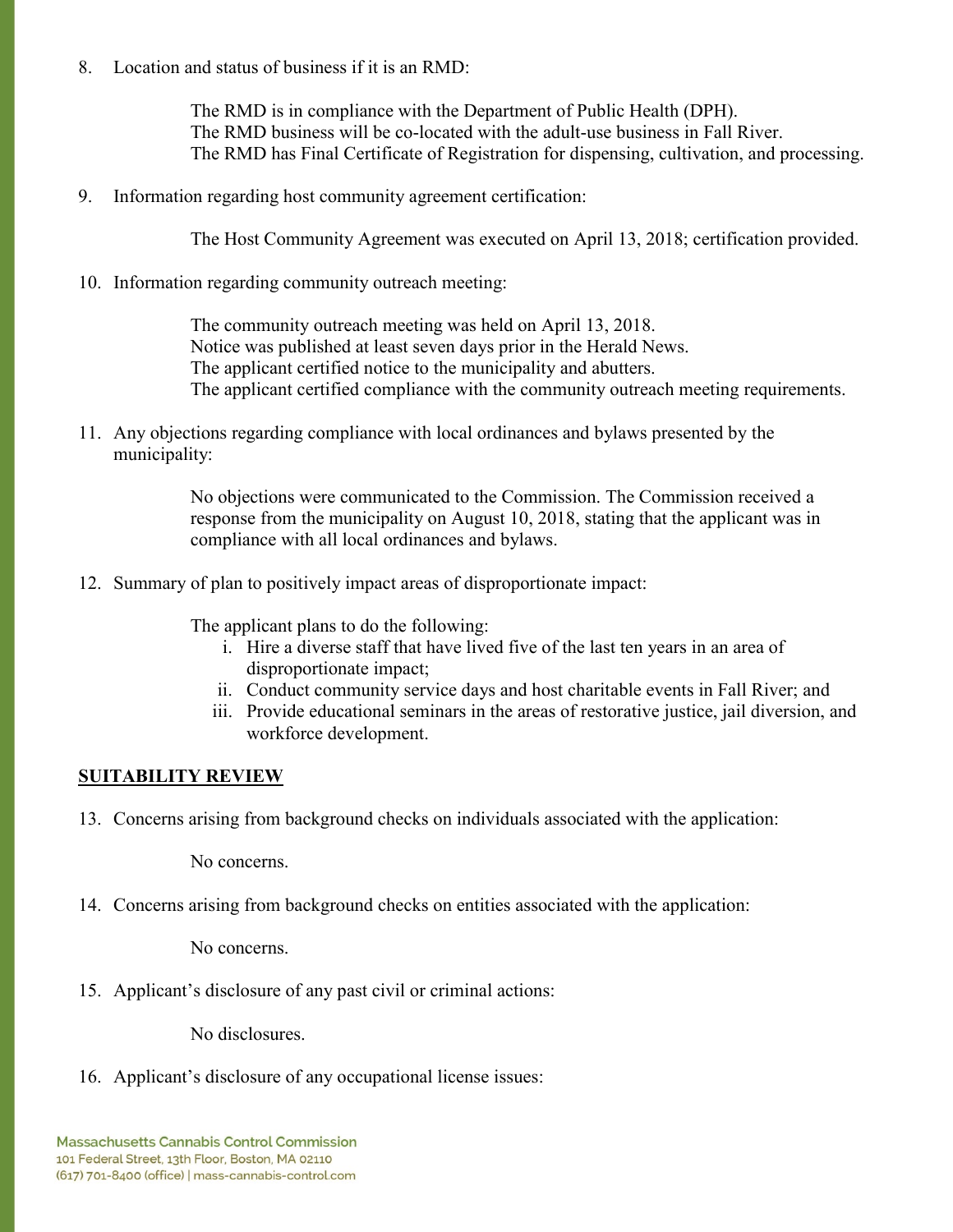8. Location and status of business if it is an RMD:

   The RMD is in compliance with the Department of Public Health (DPH).
   The RMD business will be co-located with the adult-use business in Fall River.
   The RMD has Final Certificate of Registration for dispensing, cultivation, and processing.

9. Information regarding host community agreement certification:

   The Host Community Agreement was executed on April 13, 2018; certification provided.

10. Information regarding community outreach meeting:

    The community outreach meeting was held on April 13, 2018.
    Notice was published at least seven days prior in the Herald News.
    The applicant certified notice to the municipality and abutters.
    The applicant certified compliance with the community outreach meeting requirements.

11. Any objections regarding compliance with local ordinances and bylaws presented by the municipality:

    No objections were communicated to the Commission. The Commission received a response from the municipality on August 10, 2018, stating that the applicant was in compliance with all local ordinances and bylaws.

12. Summary of plan to positively impact areas of disproportionate impact:

    The applicant plans to do the following:

    i. Hire a diverse staff that have lived five of the last ten years in an area of disproportionate impact;
    ii. Conduct community service days and host charitable events in Fall River; and
    iii. Provide educational seminars in the areas of restorative justice, jail diversion, and workforce development.

**SUITABILITY REVIEW**

13. Concerns arising from background checks on individuals associated with the application:

    No concerns.

14. Concerns arising from background checks on entities associated with the application:

    No concerns.

15. Applicant's disclosure of any past civil or criminal actions:

    No disclosures.

16. Applicant's disclosure of any occupational license issues: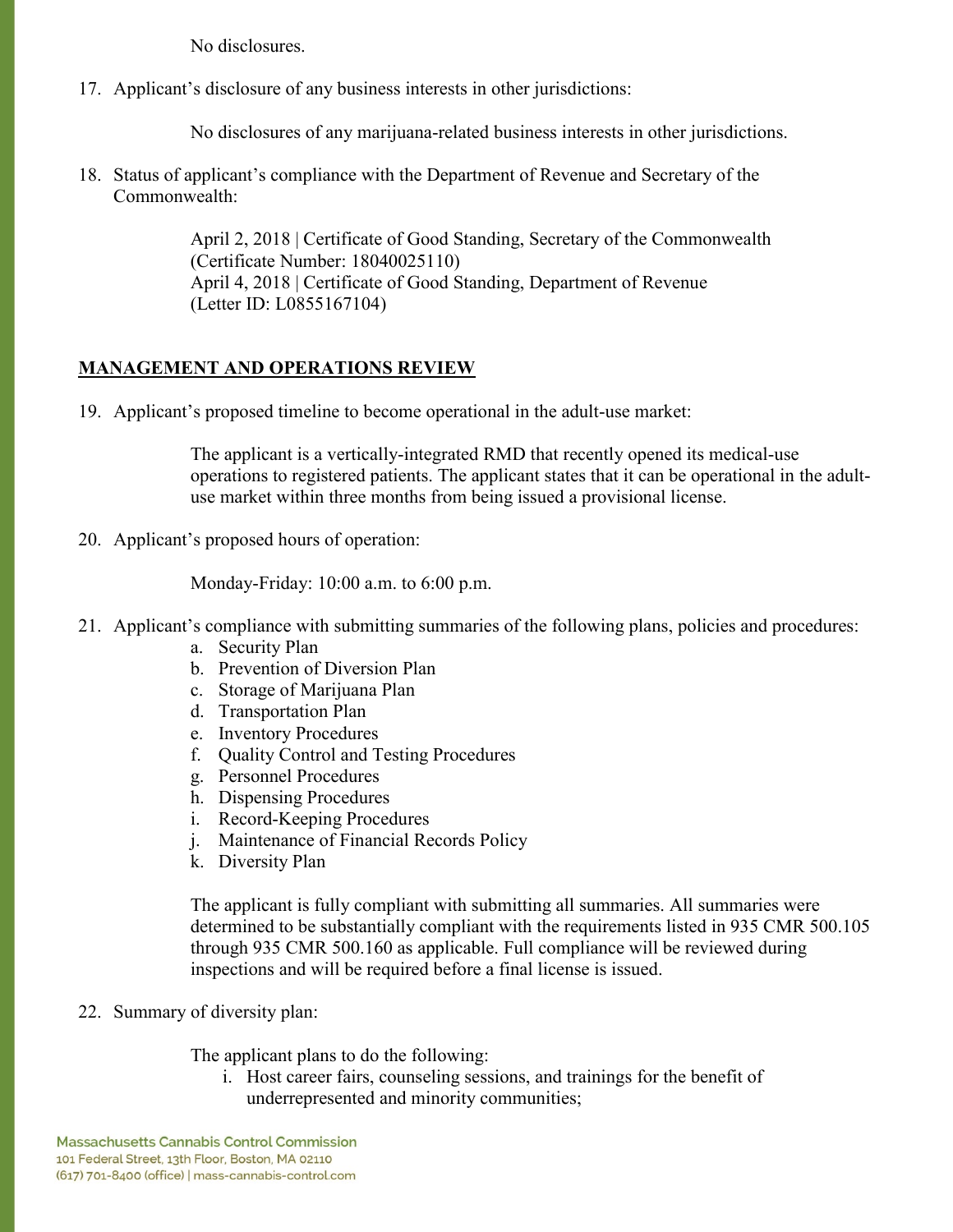No disclosures.

17. Applicant's disclosure of any business interests in other jurisdictions:

    No disclosures of any marijuana-related business interests in other jurisdictions.

18. Status of applicant's compliance with the Department of Revenue and Secretary of the Commonwealth:

    April 2, 2018 | Certificate of Good Standing, Secretary of the Commonwealth (Certificate Number: 18040025110)
    April 4, 2018 | Certificate of Good Standing, Department of Revenue (Letter ID: L0855167104)

## **MANAGEMENT AND OPERATIONS REVIEW**

19. Applicant's proposed timeline to become operational in the adult-use market:

    The applicant is a vertically-integrated RMD that recently opened its medical-use operations to registered patients. The applicant states that it can be operational in the adult-use market within three months from being issued a provisional license.

20. Applicant's proposed hours of operation:

    Monday-Friday: 10:00 a.m. to 6:00 p.m.

21. Applicant's compliance with submitting summaries of the following plans, policies and procedures:
    a. Security Plan
    b. Prevention of Diversion Plan
    c. Storage of Marijuana Plan
    d. Transportation Plan
    e. Inventory Procedures
    f. Quality Control and Testing Procedures
    g. Personnel Procedures
    h. Dispensing Procedures
    i. Record-Keeping Procedures
    j. Maintenance of Financial Records Policy
    k. Diversity Plan

    The applicant is fully compliant with submitting all summaries. All summaries were determined to be substantially compliant with the requirements listed in 935 CMR 500.105 through 935 CMR 500.160 as applicable. Full compliance will be reviewed during inspections and will be required before a final license is issued.

22. Summary of diversity plan:

    The applicant plans to do the following:
    i. Host career fairs, counseling sessions, and trainings for the benefit of underrepresented and minority communities;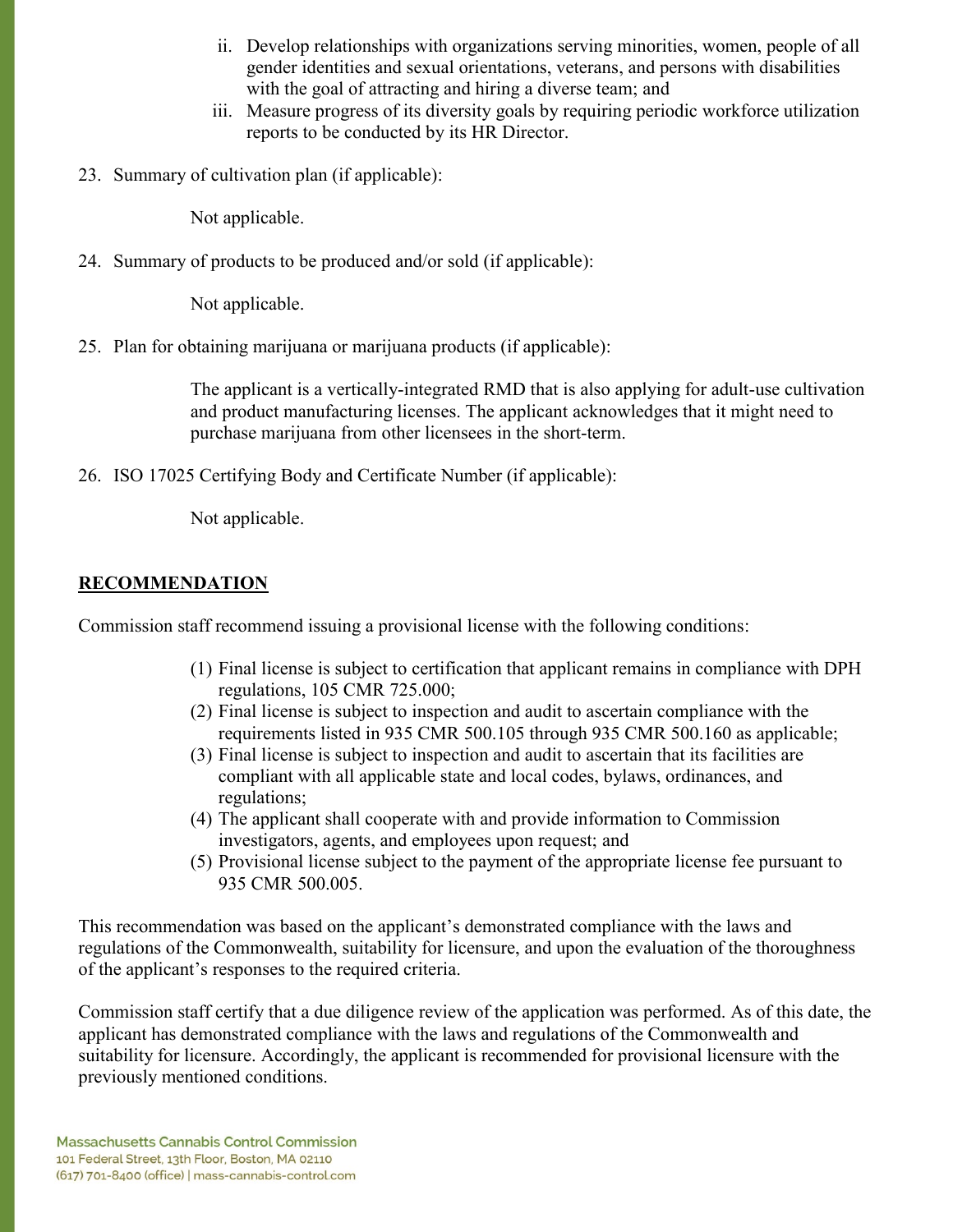ii. Develop relationships with organizations serving minorities, women, people of all gender identities and sexual orientations, veterans, and persons with disabilities with the goal of attracting and hiring a diverse team; and

iii. Measure progress of its diversity goals by requiring periodic workforce utilization reports to be conducted by its HR Director.

23. Summary of cultivation plan (if applicable):

    Not applicable.

24. Summary of products to be produced and/or sold (if applicable):

    Not applicable.

25. Plan for obtaining marijuana or marijuana products (if applicable):

    The applicant is a vertically-integrated RMD that is also applying for adult-use cultivation and product manufacturing licenses. The applicant acknowledges that it might need to purchase marijuana from other licensees in the short-term.

26. ISO 17025 Certifying Body and Certificate Number (if applicable):

    Not applicable.

## RECOMMENDATION

Commission staff recommend issuing a provisional license with the following conditions:

(1) Final license is subject to certification that applicant remains in compliance with DPH regulations, 105 CMR 725.000;

(2) Final license is subject to inspection and audit to ascertain compliance with the requirements listed in 935 CMR 500.105 through 935 CMR 500.160 as applicable;

(3) Final license is subject to inspection and audit to ascertain that its facilities are compliant with all applicable state and local codes, bylaws, ordinances, and regulations;

(4) The applicant shall cooperate with and provide information to Commission investigators, agents, and employees upon request; and

(5) Provisional license subject to the payment of the appropriate license fee pursuant to 935 CMR 500.005.

This recommendation was based on the applicant's demonstrated compliance with the laws and regulations of the Commonwealth, suitability for licensure, and upon the evaluation of the thoroughness of the applicant's responses to the required criteria.

Commission staff certify that a due diligence review of the application was performed. As of this date, the applicant has demonstrated compliance with the laws and regulations of the Commonwealth and suitability for licensure. Accordingly, the applicant is recommended for provisional licensure with the previously mentioned conditions.